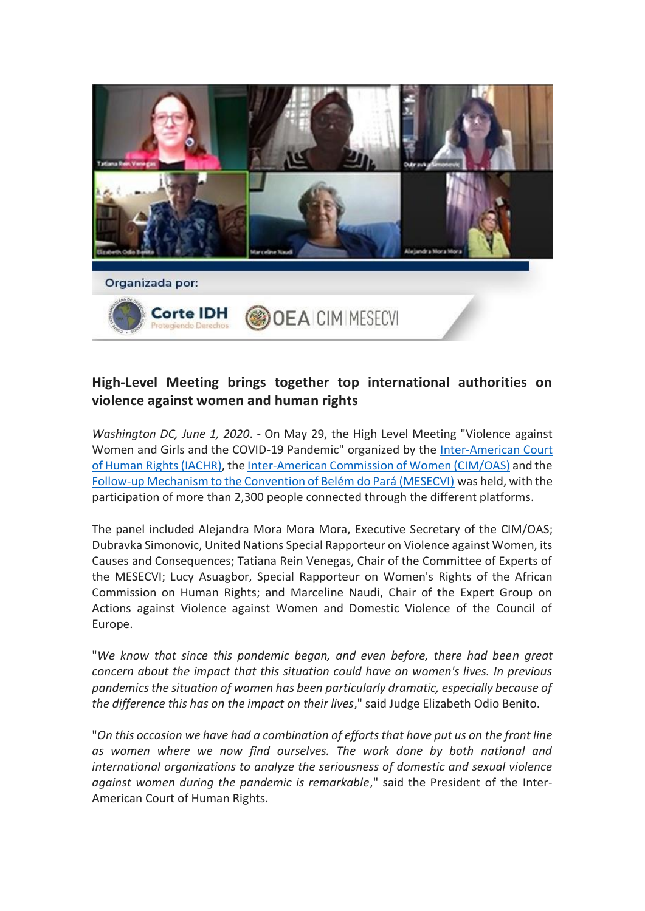## High-Level Meeting brings together top international authorities on violence against women and human rights

*Washington DC, June 1, 2020*. - On May 29, the High Level Meeting "Violence against Women and Girls and the COVID-19 Pandemic" organized by the Inter-American Court of Human Rights (IACHR), the Inter-American Commission of Women (CIM/OAS) and the Follow-up Mechanism to the Convention of Belém do Pará (MESECVI) was held, with the participation of more than 2,300 people connected through the different platforms.

The panel included Alejandra Mora Mora Mora, Executive Secretary of the CIM/OAS; Dubravka Simonovic, United Nations Special Rapporteur on Violence against Women, its Causes and Consequences; Tatiana Rein Venegas, Chair of the Committee of Experts of the MESECVI; Lucy Asuagbor, Special Rapporteur on Women's Rights of the African Commission on Human Rights; and Marceline Naudi, Chair of the Expert Group on Actions against Violence against Women and Domestic Violence of the Council of Europe.

"*We know that since this pandemic began, and even before, there had been great concern about the impact that this situation could have on women's lives. In previous pandemics the situation of women has been particularly dramatic, especially because of the difference this has on the impact on their lives*," said Judge Elizabeth Odio Benito.

"*On this occasion we have had a combination of efforts that have put us on the front line as women where we now find ourselves. The work done by both national and international organizations to analyze the seriousness of domestic and sexual violence against women during the pandemic is remarkable*," said the President of the Inter-American Court of Human Rights.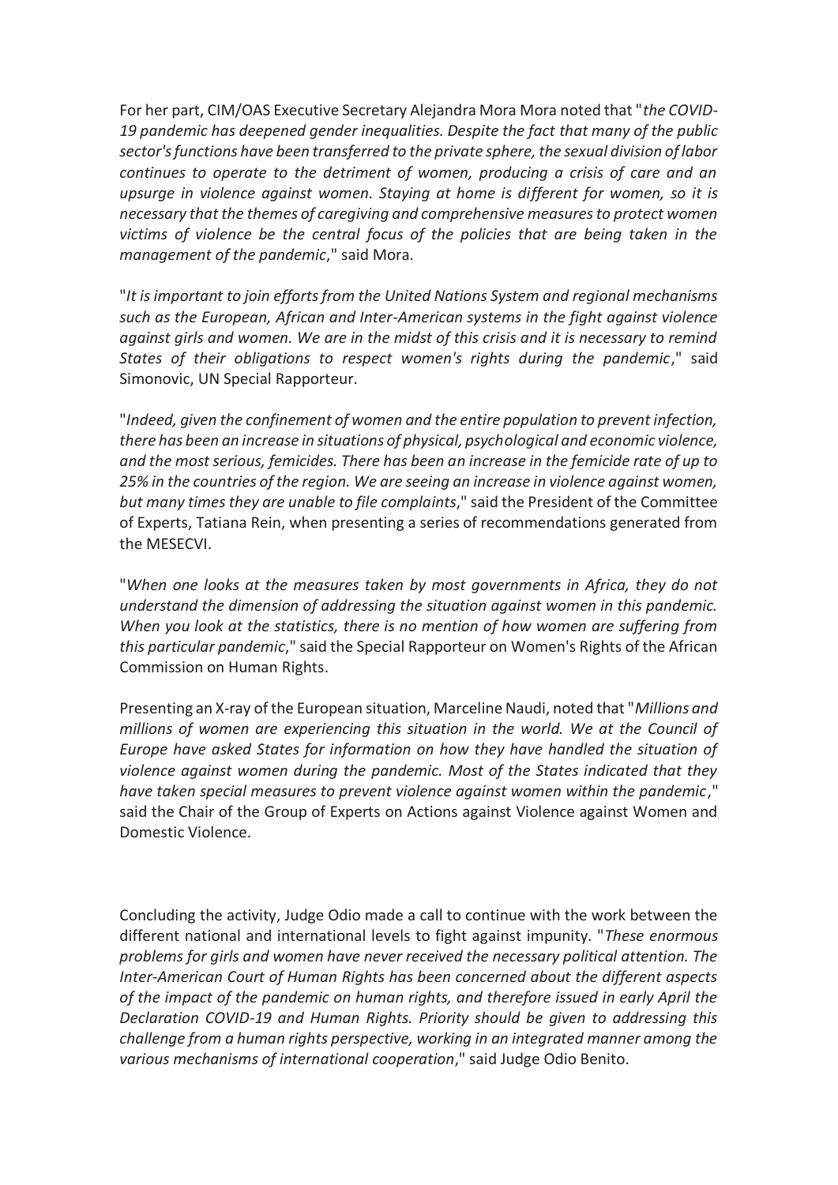For her part, CIM/OAS Executive Secretary Alejandra Mora Mora noted that "*the COVID-19 pandemic has deepened gender inequalities. Despite the fact that many of the public sector's functions have been transferred to the private sphere, the sexual division of labor continues to operate to the detriment of women, producing a crisis of care and an upsurge in violence against women. Staying at home is different for women, so it is necessary that the themes of caregiving and comprehensive measures to protect women victims of violence be the central focus of the policies that are being taken in the management of the pandemic*," said Mora.

"*It is important to join efforts from the United Nations System and regional mechanisms such as the European, African and Inter-American systems in the fight against violence against girls and women. We are in the midst of this crisis and it is necessary to remind States of their obligations to respect women's rights during the pandemic*," said Simonovic, UN Special Rapporteur.

"*Indeed, given the confinement of women and the entire population to prevent infection, there has been an increase in situations of physical, psychological and economic violence, and the most serious, femicides. There has been an increase in the femicide rate of up to 25% in the countries of the region. We are seeing an increase in violence against women, but many times they are unable to file complaints*," said the President of the Committee of Experts, Tatiana Rein, when presenting a series of recommendations generated from the MESECVI.

"*When one looks at the measures taken by most governments in Africa, they do not understand the dimension of addressing the situation against women in this pandemic. When you look at the statistics, there is no mention of how women are suffering from this particular pandemic*," said the Special Rapporteur on Women's Rights of the African Commission on Human Rights.

Presenting an X-ray of the European situation, Marceline Naudi, noted that "*Millions and millions of women are experiencing this situation in the world. We at the Council of Europe have asked States for information on how they have handled the situation of violence against women during the pandemic. Most of the States indicated that they have taken special measures to prevent violence against women within the pandemic*," said the Chair of the Group of Experts on Actions against Violence against Women and Domestic Violence.

Concluding the activity, Judge Odio made a call to continue with the work between the different national and international levels to fight against impunity. "*These enormous problems for girls and women have never received the necessary political attention. The Inter-American Court of Human Rights has been concerned about the different aspects of the impact of the pandemic on human rights, and therefore issued in early April the Declaration COVID-19 and Human Rights. Priority should be given to addressing this challenge from a human rights perspective, working in an integrated manner among the various mechanisms of international cooperation*," said Judge Odio Benito.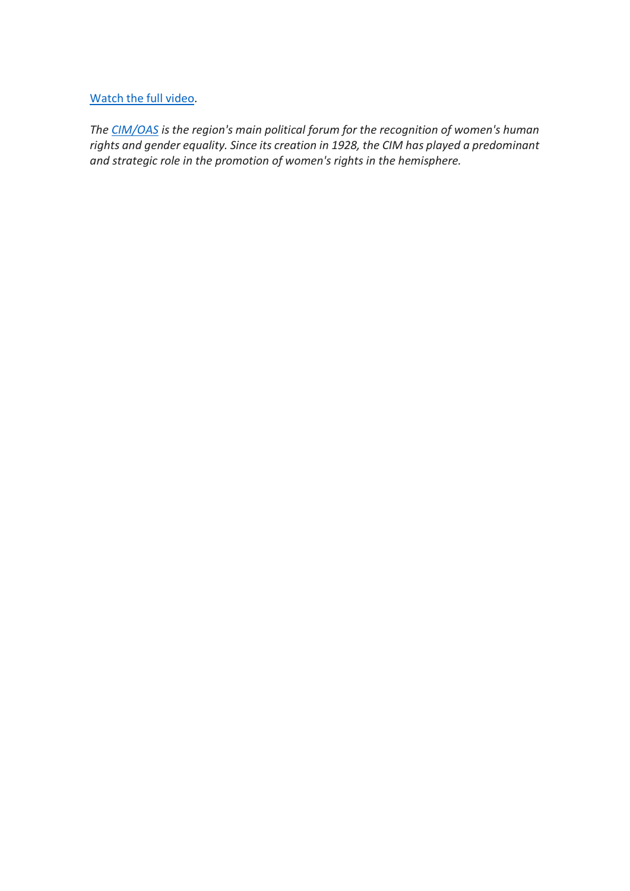Watch the full video.

*The CIM/OAS is the region's main political forum for the recognition of women's human rights and gender equality. Since its creation in 1928, the CIM has played a predominant and strategic role in the promotion of women's rights in the hemisphere.*